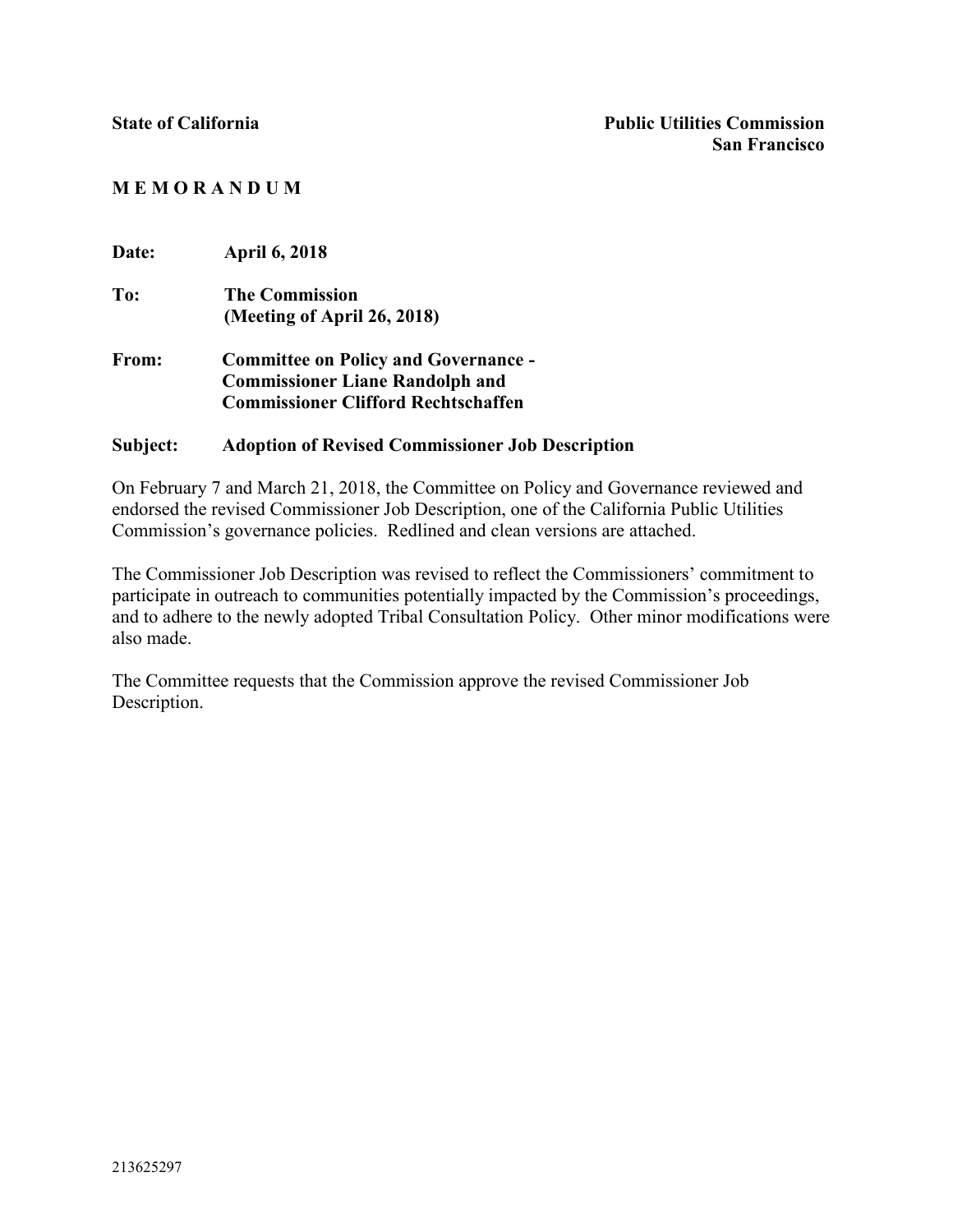**State of California** **Public Utilities Commission**
**San Francisco**

**M E M O R A N D U M**

**Date:** **April 6, 2018**

**To:** **The Commission**
**(Meeting of April 26, 2018)**

**From:** **Committee on Policy and Governance -**
**Commissioner Liane Randolph and**
**Commissioner Clifford Rechtschaffen**

**Subject:** **Adoption of Revised Commissioner Job Description**

On February 7 and March 21, 2018, the Committee on Policy and Governance reviewed and endorsed the revised Commissioner Job Description, one of the California Public Utilities Commission's governance policies. Redlined and clean versions are attached.

The Commissioner Job Description was revised to reflect the Commissioners' commitment to participate in outreach to communities potentially impacted by the Commission's proceedings, and to adhere to the newly adopted Tribal Consultation Policy. Other minor modifications were also made.

The Committee requests that the Commission approve the revised Commissioner Job Description.

213625297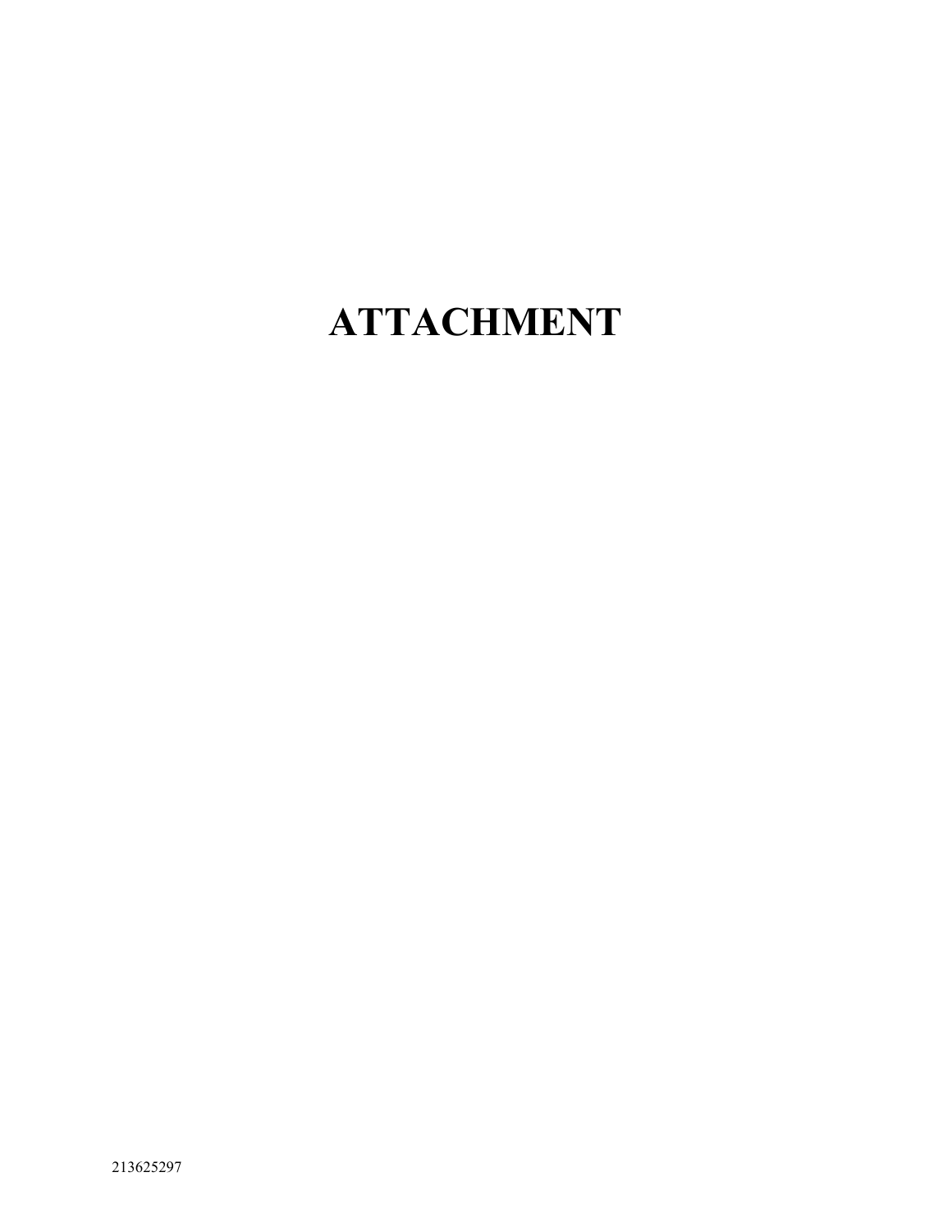# ATTACHMENT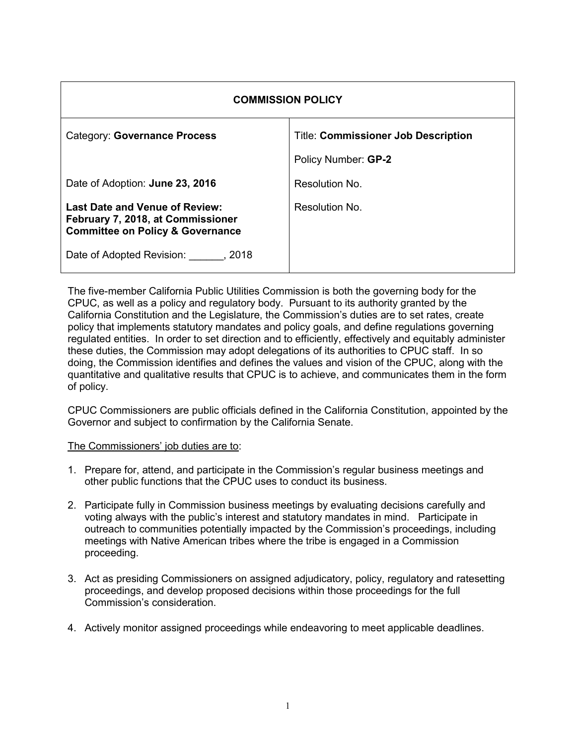| **COMMISSION POLICY** | |
|---|---|
| Category: **Governance Process** | Title: **Commissioner Job Description**<br><br>Policy Number: **GP-2** |
| Date of Adoption: **June 23, 2016** | Resolution No. |
| **Last Date and Venue of Review: February 7, 2018, at Commissioner Committee on Policy & Governance**<br><br>Date of Adopted Revision: ______, 2018 | Resolution No. |

The five-member California Public Utilities Commission is both the governing body for the CPUC, as well as a policy and regulatory body. Pursuant to its authority granted by the California Constitution and the Legislature, the Commission's duties are to set rates, create policy that implements statutory mandates and policy goals, and define regulations governing regulated entities. In order to set direction and to efficiently, effectively and equitably administer these duties, the Commission may adopt delegations of its authorities to CPUC staff. In so doing, the Commission identifies and defines the values and vision of the CPUC, along with the quantitative and qualitative results that CPUC is to achieve, and communicates them in the form of policy.

CPUC Commissioners are public officials defined in the California Constitution, appointed by the Governor and subject to confirmation by the California Senate.

<u>The Commissioners' job duties are to</u>:

1. Prepare for, attend, and participate in the Commission's regular business meetings and other public functions that the CPUC uses to conduct its business.

2. Participate fully in Commission business meetings by evaluating decisions carefully and voting always with the public's interest and statutory mandates in mind. Participate in outreach to communities potentially impacted by the Commission's proceedings, including meetings with Native American tribes where the tribe is engaged in a Commission proceeding.

3. Act as presiding Commissioners on assigned adjudicatory, policy, regulatory and ratesetting proceedings, and develop proposed decisions within those proceedings for the full Commission's consideration.

4. Actively monitor assigned proceedings while endeavoring to meet applicable deadlines.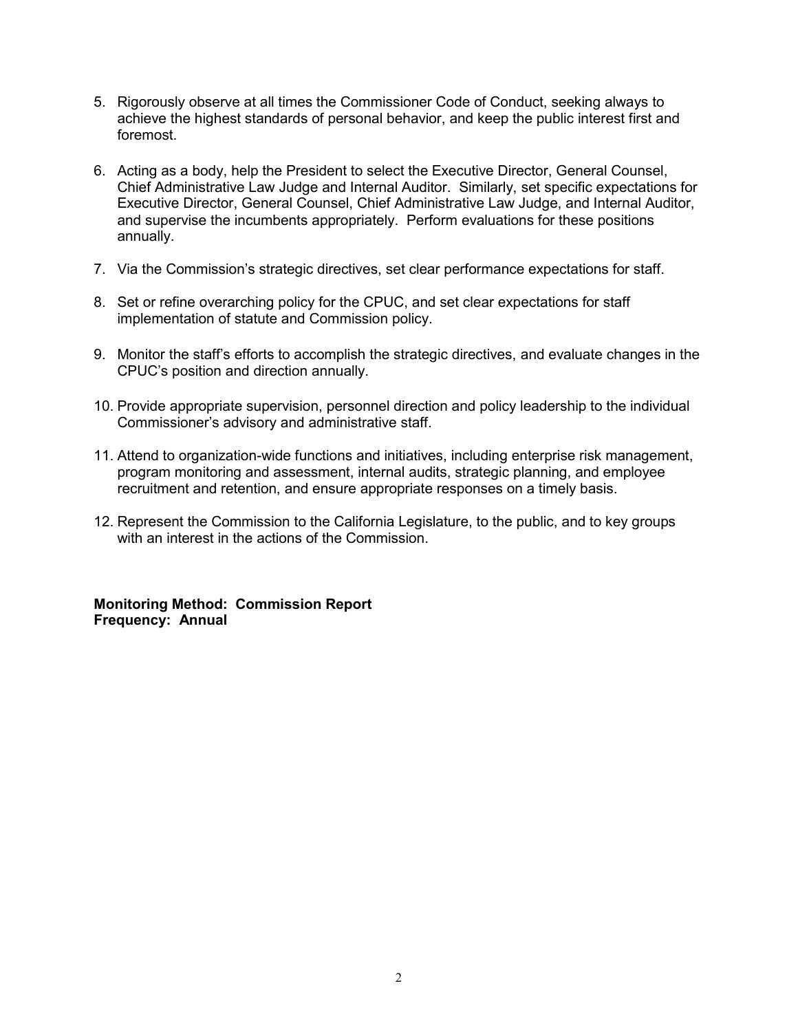5. Rigorously observe at all times the Commissioner Code of Conduct, seeking always to achieve the highest standards of personal behavior, and keep the public interest first and foremost.

6. Acting as a body, help the President to select the Executive Director, General Counsel, Chief Administrative Law Judge and Internal Auditor. Similarly, set specific expectations for Executive Director, General Counsel, Chief Administrative Law Judge, and Internal Auditor, and supervise the incumbents appropriately. Perform evaluations for these positions annually.

7. Via the Commission's strategic directives, set clear performance expectations for staff.

8. Set or refine overarching policy for the CPUC, and set clear expectations for staff implementation of statute and Commission policy.

9. Monitor the staff's efforts to accomplish the strategic directives, and evaluate changes in the CPUC's position and direction annually.

10. Provide appropriate supervision, personnel direction and policy leadership to the individual Commissioner's advisory and administrative staff.

11. Attend to organization-wide functions and initiatives, including enterprise risk management, program monitoring and assessment, internal audits, strategic planning, and employee recruitment and retention, and ensure appropriate responses on a timely basis.

12. Represent the Commission to the California Legislature, to the public, and to key groups with an interest in the actions of the Commission.

**Monitoring Method: Commission Report**
**Frequency: Annual**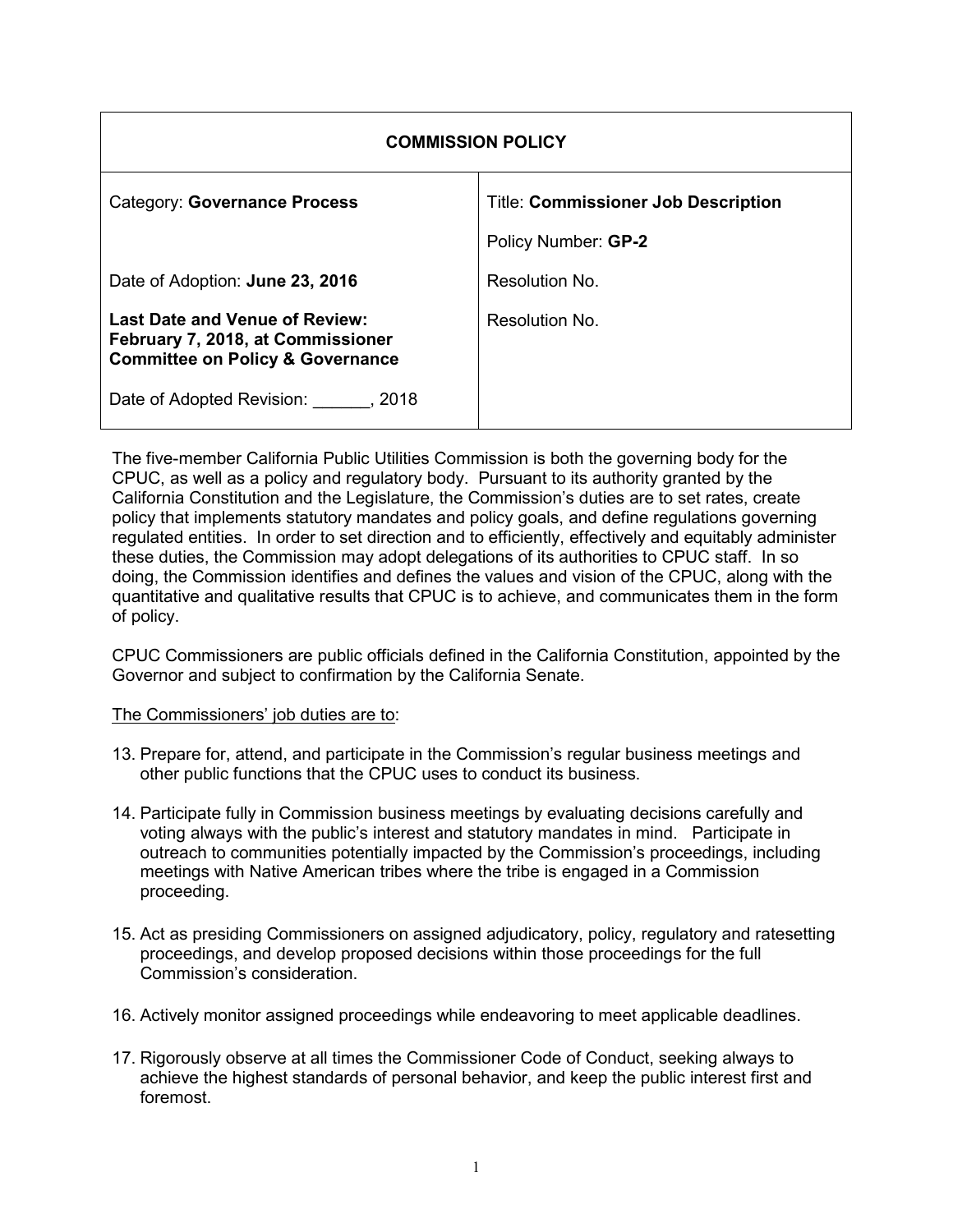| COMMISSION POLICY | |
|---|---|
| Category: **Governance Process** | Title: **Commissioner Job Description** |
| | Policy Number: **GP-2** |
| Date of Adoption: **June 23, 2016** | Resolution No. |
| **Last Date and Venue of Review: February 7, 2018, at Commissioner Committee on Policy & Governance** | Resolution No. |
| Date of Adopted Revision: ______, 2018 | |

The five-member California Public Utilities Commission is both the governing body for the CPUC, as well as a policy and regulatory body. Pursuant to its authority granted by the California Constitution and the Legislature, the Commission's duties are to set rates, create policy that implements statutory mandates and policy goals, and define regulations governing regulated entities. In order to set direction and to efficiently, effectively and equitably administer these duties, the Commission may adopt delegations of its authorities to CPUC staff. In so doing, the Commission identifies and defines the values and vision of the CPUC, along with the quantitative and qualitative results that CPUC is to achieve, and communicates them in the form of policy.

CPUC Commissioners are public officials defined in the California Constitution, appointed by the Governor and subject to confirmation by the California Senate.

<u>The Commissioners' job duties are to</u>:

13. Prepare for, attend, and participate in the Commission's regular business meetings and other public functions that the CPUC uses to conduct its business.

14. Participate fully in Commission business meetings by evaluating decisions carefully and voting always with the public's interest and statutory mandates in mind. Participate in outreach to communities potentially impacted by the Commission's proceedings, including meetings with Native American tribes where the tribe is engaged in a Commission proceeding.

15. Act as presiding Commissioners on assigned adjudicatory, policy, regulatory and ratesetting proceedings, and develop proposed decisions within those proceedings for the full Commission's consideration.

16. Actively monitor assigned proceedings while endeavoring to meet applicable deadlines.

17. Rigorously observe at all times the Commissioner Code of Conduct, seeking always to achieve the highest standards of personal behavior, and keep the public interest first and foremost.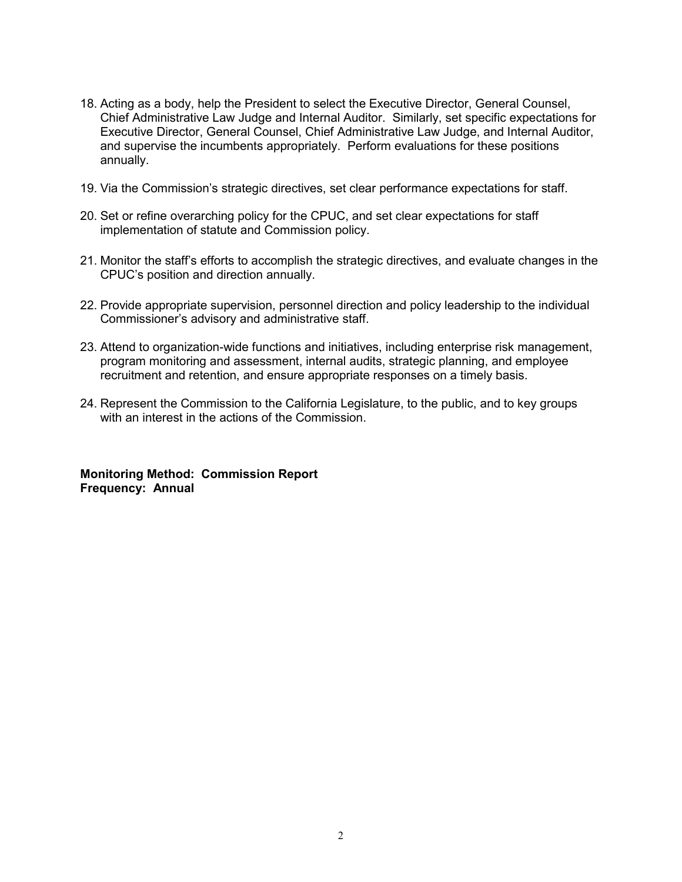18. Acting as a body, help the President to select the Executive Director, General Counsel, Chief Administrative Law Judge and Internal Auditor. Similarly, set specific expectations for Executive Director, General Counsel, Chief Administrative Law Judge, and Internal Auditor, and supervise the incumbents appropriately. Perform evaluations for these positions annually.

19. Via the Commission's strategic directives, set clear performance expectations for staff.

20. Set or refine overarching policy for the CPUC, and set clear expectations for staff implementation of statute and Commission policy.

21. Monitor the staff's efforts to accomplish the strategic directives, and evaluate changes in the CPUC's position and direction annually.

22. Provide appropriate supervision, personnel direction and policy leadership to the individual Commissioner's advisory and administrative staff.

23. Attend to organization-wide functions and initiatives, including enterprise risk management, program monitoring and assessment, internal audits, strategic planning, and employee recruitment and retention, and ensure appropriate responses on a timely basis.

24. Represent the Commission to the California Legislature, to the public, and to key groups with an interest in the actions of the Commission.

**Monitoring Method: Commission Report**
**Frequency: Annual**